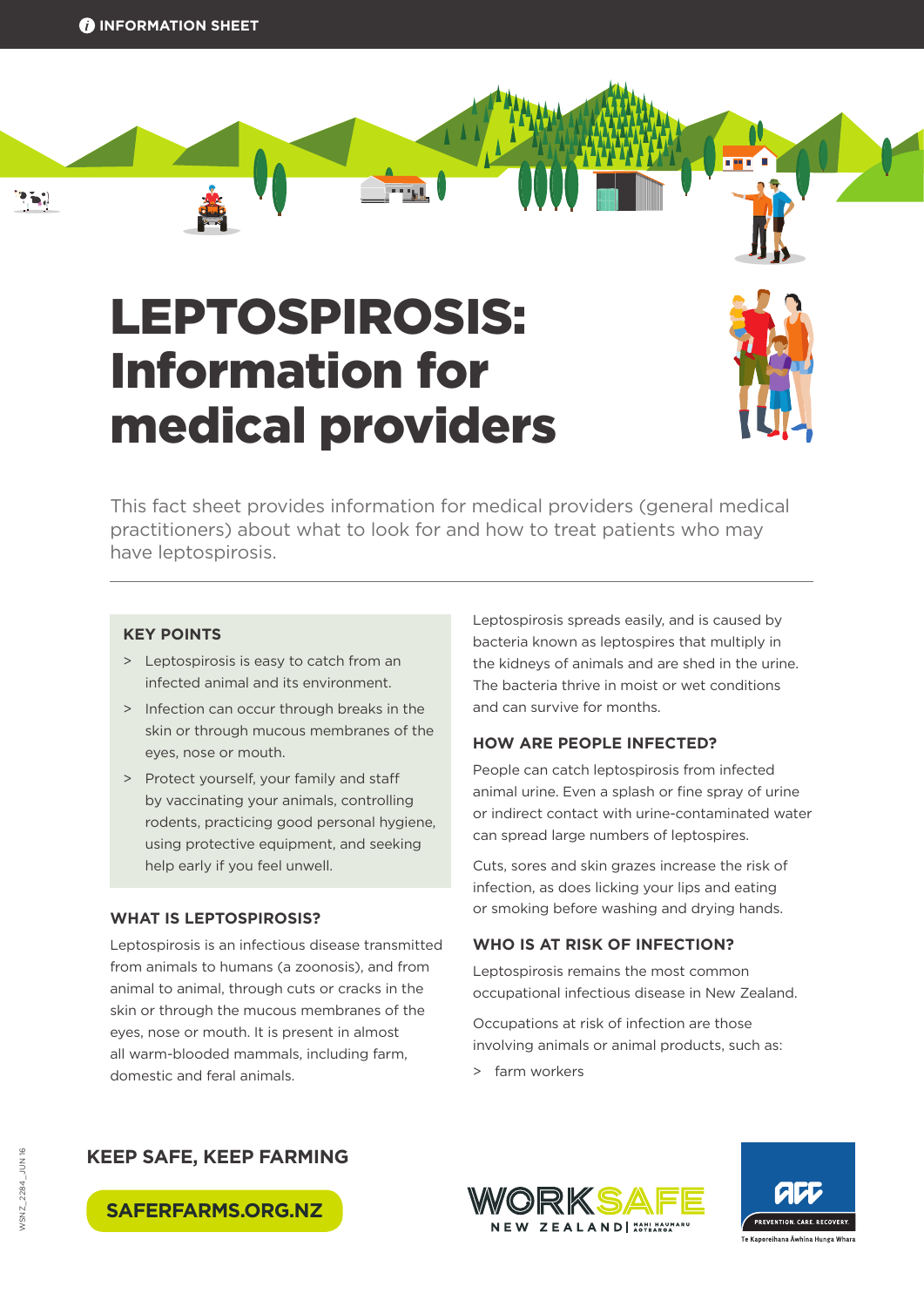INFORMATION SHEET

# LEPTOSPIROSIS: Information for medical providers

This fact sheet provides information for medical providers (general medical practitioners) about what to look for and how to treat patients who may have leptospirosis.

### KEY POINTS

- Leptospirosis is easy to catch from an infected animal and its environment.
- Infection can occur through breaks in the skin or through mucous membranes of the eyes, nose or mouth.
- Protect yourself, your family and staff by vaccinating your animals, controlling rodents, practicing good personal hygiene, using protective equipment, and seeking help early if you feel unwell.

### WHAT IS LEPTOSPIROSIS?

Leptospirosis is an infectious disease transmitted from animals to humans (a zoonosis), and from animal to animal, through cuts or cracks in the skin or through the mucous membranes of the eyes, nose or mouth. It is present in almost all warm-blooded mammals, including farm, domestic and feral animals.

Leptospirosis spreads easily, and is caused by bacteria known as leptospires that multiply in the kidneys of animals and are shed in the urine. The bacteria thrive in moist or wet conditions and can survive for months.

### HOW ARE PEOPLE INFECTED?

People can catch leptospirosis from infected animal urine. Even a splash or fine spray of urine or indirect contact with urine-contaminated water can spread large numbers of leptospires.

Cuts, sores and skin grazes increase the risk of infection, as does licking your lips and eating or smoking before washing and drying hands.

### WHO IS AT RISK OF INFECTION?

Leptospirosis remains the most common occupational infectious disease in New Zealand.

Occupations at risk of infection are those involving animals or animal products, such as:

- farm workers

**KEEP SAFE, KEEP FARMING**

**SAFERFARMS.ORG.NZ**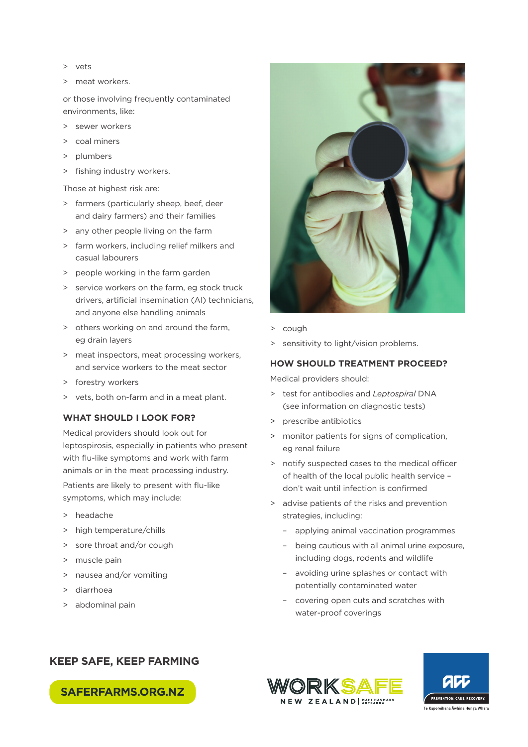- vets
- meat workers.

or those involving frequently contaminated environments, like:

- sewer workers
- coal miners
- plumbers
- fishing industry workers.

Those at highest risk are:

- farmers (particularly sheep, beef, deer and dairy farmers) and their families
- any other people living on the farm
- farm workers, including relief milkers and casual labourers
- people working in the farm garden
- service workers on the farm, eg stock truck drivers, artificial insemination (AI) technicians, and anyone else handling animals
- others working on and around the farm, eg drain layers
- meat inspectors, meat processing workers, and service workers to the meat sector
- forestry workers
- vets, both on-farm and in a meat plant.

## WHAT SHOULD I LOOK FOR?

Medical providers should look out for leptospirosis, especially in patients who present with flu-like symptoms and work with farm animals or in the meat processing industry.

Patients are likely to present with flu-like symptoms, which may include:

- headache
- high temperature/chills
- sore throat and/or cough
- muscle pain
- nausea and/or vomiting
- diarrhoea
- abdominal pain
- cough
- sensitivity to light/vision problems.

## HOW SHOULD TREATMENT PROCEED?

Medical providers should:

- test for antibodies and *Leptospiral* DNA (see information on diagnostic tests)
- prescribe antibiotics
- monitor patients for signs of complication, eg renal failure
- notify suspected cases to the medical officer of health of the local public health service – don't wait until infection is confirmed
- advise patients of the risks and prevention strategies, including:
  - applying animal vaccination programmes
  - being cautious with all animal urine exposure, including dogs, rodents and wildlife
  - avoiding urine splashes or contact with potentially contaminated water
  - covering open cuts and scratches with water-proof coverings

**KEEP SAFE, KEEP FARMING**

**SAFERFARMS.ORG.NZ**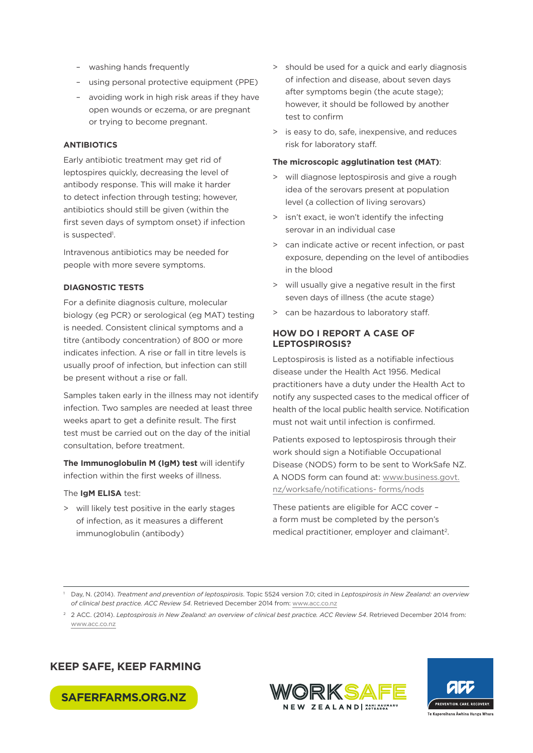- washing hands frequently
- using personal protective equipment (PPE)
- avoiding work in high risk areas if they have open wounds or eczema, or are pregnant or trying to become pregnant.

### ANTIBIOTICS

Early antibiotic treatment may get rid of leptospires quickly, decreasing the level of antibody response. This will make it harder to detect infection through testing; however, antibiotics should still be given (within the first seven days of symptom onset) if infection is suspected[1].

Intravenous antibiotics may be needed for people with more severe symptoms.

### DIAGNOSTIC TESTS

For a definite diagnosis culture, molecular biology (eg PCR) or serological (eg MAT) testing is needed. Consistent clinical symptoms and a titre (antibody concentration) of 800 or more indicates infection. A rise or fall in titre levels is usually proof of infection, but infection can still be present without a rise or fall.

Samples taken early in the illness may not identify infection. Two samples are needed at least three weeks apart to get a definite result. The first test must be carried out on the day of the initial consultation, before treatment.

**The Immunoglobulin M (IgM) test** will identify infection within the first weeks of illness.

The **IgM ELISA** test:

> will likely test positive in the early stages of infection, as it measures a different immunoglobulin (antibody)

> should be used for a quick and early diagnosis of infection and disease, about seven days after symptoms begin (the acute stage); however, it should be followed by another test to confirm

> is easy to do, safe, inexpensive, and reduces risk for laboratory staff.

**The microscopic agglutination test (MAT)**:

> will diagnose leptospirosis and give a rough idea of the serovars present at population level (a collection of living serovars)

> isn't exact, ie won't identify the infecting serovar in an individual case

> can indicate active or recent infection, or past exposure, depending on the level of antibodies in the blood

> will usually give a negative result in the first seven days of illness (the acute stage)

> can be hazardous to laboratory staff.

## HOW DO I REPORT A CASE OF LEPTOSPIROSIS?

Leptospirosis is listed as a notifiable infectious disease under the Health Act 1956. Medical practitioners have a duty under the Health Act to notify any suspected cases to the medical officer of health of the local public health service. Notification must not wait until infection is confirmed.

Patients exposed to leptospirosis through their work should sign a Notifiable Occupational Disease (NODS) form to be sent to WorkSafe NZ. A NODS form can found at: www.business.govt.nz/worksafe/notifications- forms/nods

These patients are eligible for ACC cover – a form must be completed by the person's medical practitioner, employer and claimant[2].

---

[1] Day, N. (2014). *Treatment and prevention of leptospirosis*. Topic 5524 version 7.0; cited in *Leptospirosis in New Zealand: an overview of clinical best practice. ACC Review 54*. Retrieved December 2014 from: www.acc.co.nz

[2] 2 ACC. (2014). *Leptospirosis in New Zealand: an overview of clinical best practice. ACC Review 54*. Retrieved December 2014 from: www.acc.co.nz

**KEEP SAFE, KEEP FARMING**

**SAFERFARMS.ORG.NZ**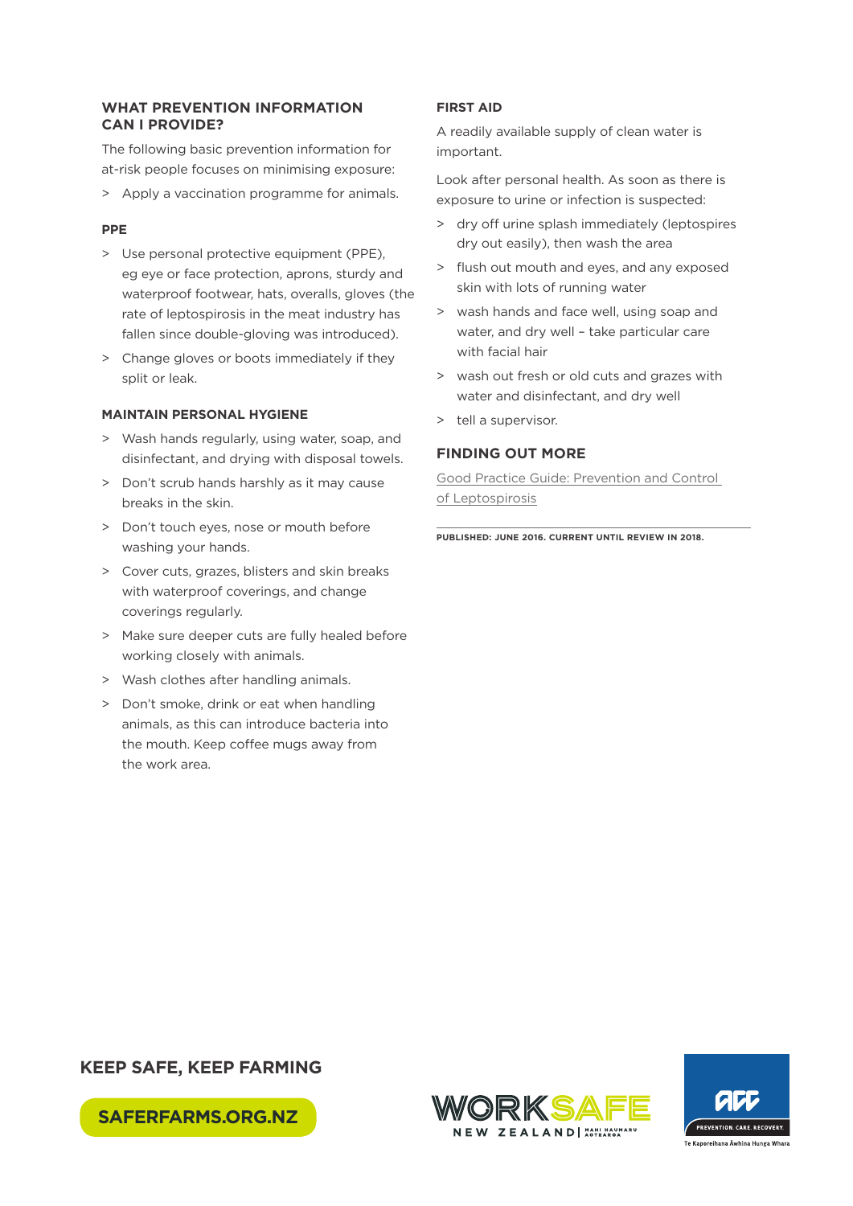## WHAT PREVENTION INFORMATION CAN I PROVIDE?

The following basic prevention information for at-risk people focuses on minimising exposure:

- Apply a vaccination programme for animals.

### PPE

- Use personal protective equipment (PPE), eg eye or face protection, aprons, sturdy and waterproof footwear, hats, overalls, gloves (the rate of leptospirosis in the meat industry has fallen since double-gloving was introduced).
- Change gloves or boots immediately if they split or leak.

### MAINTAIN PERSONAL HYGIENE

- Wash hands regularly, using water, soap, and disinfectant, and drying with disposal towels.
- Don't scrub hands harshly as it may cause breaks in the skin.
- Don't touch eyes, nose or mouth before washing your hands.
- Cover cuts, grazes, blisters and skin breaks with waterproof coverings, and change coverings regularly.
- Make sure deeper cuts are fully healed before working closely with animals.
- Wash clothes after handling animals.
- Don't smoke, drink or eat when handling animals, as this can introduce bacteria into the mouth. Keep coffee mugs away from the work area.

### FIRST AID

A readily available supply of clean water is important.

Look after personal health. As soon as there is exposure to urine or infection is suspected:

- dry off urine splash immediately (leptospires dry out easily), then wash the area
- flush out mouth and eyes, and any exposed skin with lots of running water
- wash hands and face well, using soap and water, and dry well – take particular care with facial hair
- wash out fresh or old cuts and grazes with water and disinfectant, and dry well
- tell a supervisor.

## FINDING OUT MORE

Good Practice Guide: Prevention and Control of Leptospirosis

**PUBLISHED: JUNE 2016. CURRENT UNTIL REVIEW IN 2018.**

**KEEP SAFE, KEEP FARMING**

**SAFERFARMS.ORG.NZ**